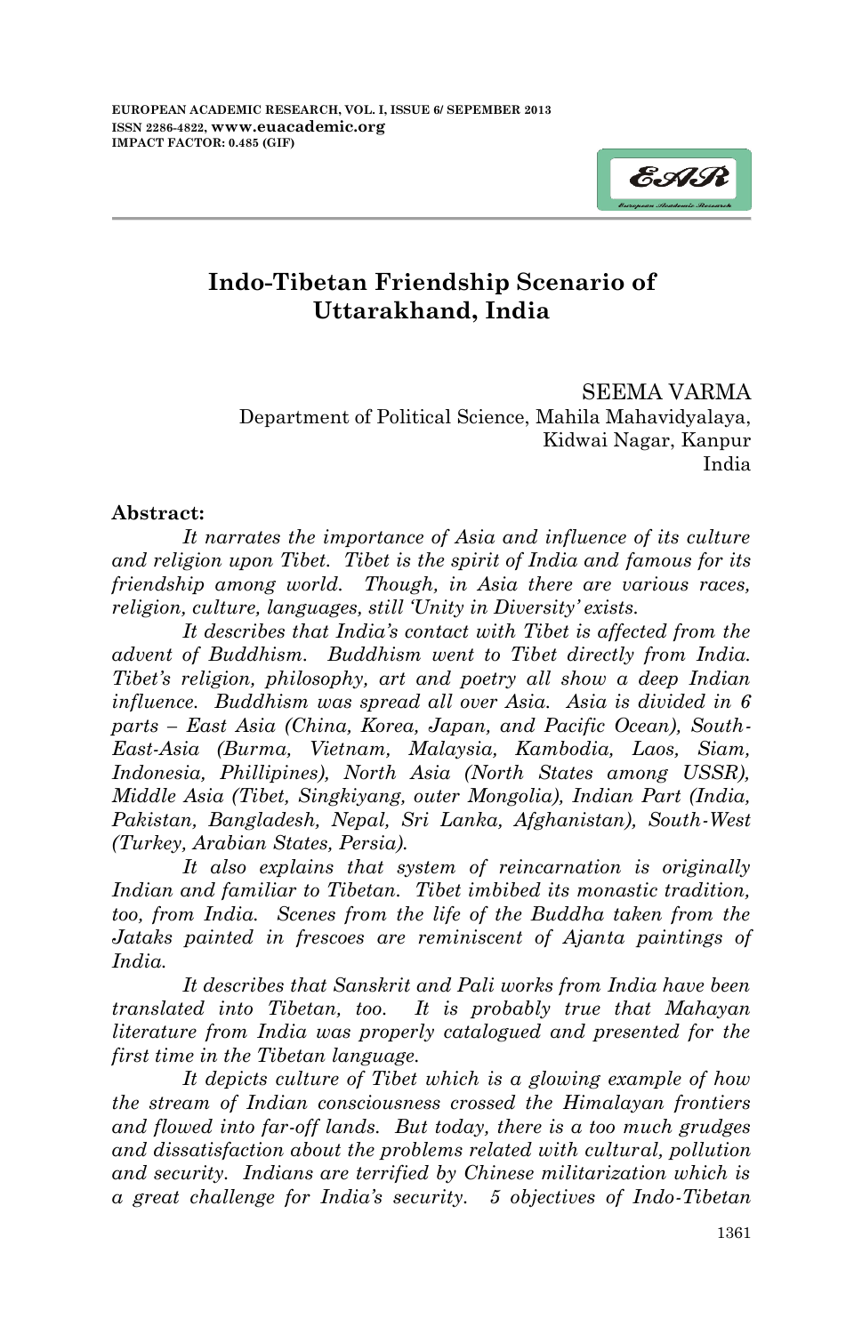# Indo-Tibetan Friendship Scenario of Uttarakhand, India

SEEMA VARMA
Department of Political Science, Mahila Mahavidyalaya,
Kidwai Nagar, Kanpur
India

**Abstract:**

*It narrates the importance of Asia and influence of its culture and religion upon Tibet. Tibet is the spirit of India and famous for its friendship among world. Though, in Asia there are various races, religion, culture, languages, still 'Unity in Diversity' exists.*

*It describes that India's contact with Tibet is affected from the advent of Buddhism. Buddhism went to Tibet directly from India. Tibet's religion, philosophy, art and poetry all show a deep Indian influence. Buddhism was spread all over Asia. Asia is divided in 6 parts – East Asia (China, Korea, Japan, and Pacific Ocean), South-East-Asia (Burma, Vietnam, Malaysia, Kambodia, Laos, Siam, Indonesia, Phillipines), North Asia (North States among USSR), Middle Asia (Tibet, Singkiyang, outer Mongolia), Indian Part (India, Pakistan, Bangladesh, Nepal, Sri Lanka, Afghanistan), South-West (Turkey, Arabian States, Persia).*

*It also explains that system of reincarnation is originally Indian and familiar to Tibetan. Tibet imbibed its monastic tradition, too, from India. Scenes from the life of the Buddha taken from the Jataks painted in frescoes are reminiscent of Ajanta paintings of India.*

*It describes that Sanskrit and Pali works from India have been translated into Tibetan, too. It is probably true that Mahayan literature from India was properly catalogued and presented for the first time in the Tibetan language.*

*It depicts culture of Tibet which is a glowing example of how the stream of Indian consciousness crossed the Himalayan frontiers and flowed into far-off lands. But today, there is a too much grudges and dissatisfaction about the problems related with cultural, pollution and security. Indians are terrified by Chinese militarization which is a great challenge for India's security. 5 objectives of Indo-Tibetan*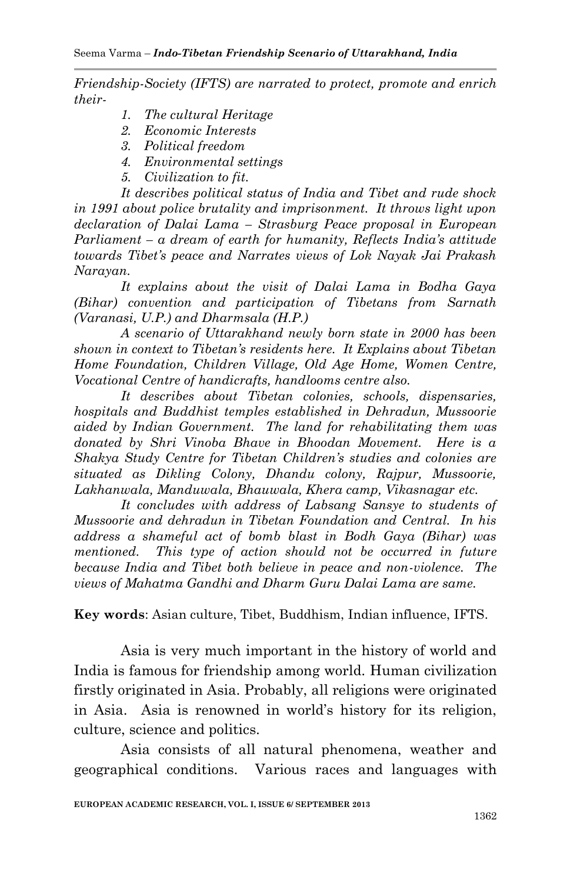*Friendship-Society (IFTS) are narrated to protect, promote and enrich their-*

1. *The cultural Heritage*
2. *Economic Interests*
3. *Political freedom*
4. *Environmental settings*
5. *Civilization to fit.*

*It describes political status of India and Tibet and rude shock in 1991 about police brutality and imprisonment. It throws light upon declaration of Dalai Lama – Strasburg Peace proposal in European Parliament – a dream of earth for humanity, Reflects India's attitude towards Tibet's peace and Narrates views of Lok Nayak Jai Prakash Narayan.*

*It explains about the visit of Dalai Lama in Bodha Gaya (Bihar) convention and participation of Tibetans from Sarnath (Varanasi, U.P.) and Dharmsala (H.P.)*

*A scenario of Uttarakhand newly born state in 2000 has been shown in context to Tibetan's residents here. It Explains about Tibetan Home Foundation, Children Village, Old Age Home, Women Centre, Vocational Centre of handicrafts, handlooms centre also.*

*It describes about Tibetan colonies, schools, dispensaries, hospitals and Buddhist temples established in Dehradun, Mussoorie aided by Indian Government. The land for rehabilitating them was donated by Shri Vinoba Bhave in Bhoodan Movement. Here is a Shakya Study Centre for Tibetan Children's studies and colonies are situated as Dikling Colony, Dhandu colony, Rajpur, Mussoorie, Lakhanwala, Manduwala, Bhauwala, Khera camp, Vikasnagar etc.*

*It concludes with address of Labsang Sansye to students of Mussoorie and dehradun in Tibetan Foundation and Central. In his address a shameful act of bomb blast in Bodh Gaya (Bihar) was mentioned. This type of action should not be occurred in future because India and Tibet both believe in peace and non-violence. The views of Mahatma Gandhi and Dharm Guru Dalai Lama are same.*

**Key words**: Asian culture, Tibet, Buddhism, Indian influence, IFTS.

Asia is very much important in the history of world and India is famous for friendship among world. Human civilization firstly originated in Asia. Probably, all religions were originated in Asia. Asia is renowned in world's history for its religion, culture, science and politics.

Asia consists of all natural phenomena, weather and geographical conditions. Various races and languages with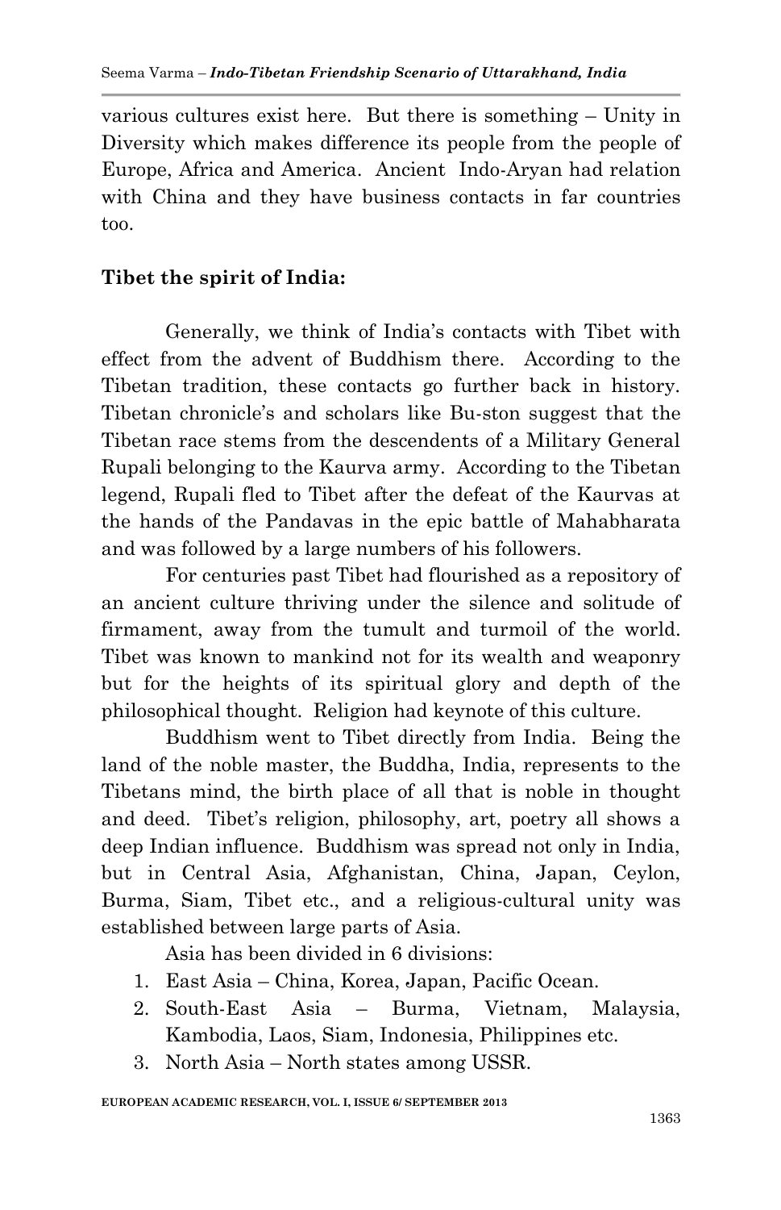various cultures exist here. But there is something – Unity in Diversity which makes difference its people from the people of Europe, Africa and America. Ancient Indo-Aryan had relation with China and they have business contacts in far countries too.

**Tibet the spirit of India:**

Generally, we think of India's contacts with Tibet with effect from the advent of Buddhism there. According to the Tibetan tradition, these contacts go further back in history. Tibetan chronicle's and scholars like Bu-ston suggest that the Tibetan race stems from the descendents of a Military General Rupali belonging to the Kaurva army. According to the Tibetan legend, Rupali fled to Tibet after the defeat of the Kaurvas at the hands of the Pandavas in the epic battle of Mahabharata and was followed by a large numbers of his followers.

For centuries past Tibet had flourished as a repository of an ancient culture thriving under the silence and solitude of firmament, away from the tumult and turmoil of the world. Tibet was known to mankind not for its wealth and weaponry but for the heights of its spiritual glory and depth of the philosophical thought. Religion had keynote of this culture.

Buddhism went to Tibet directly from India. Being the land of the noble master, the Buddha, India, represents to the Tibetans mind, the birth place of all that is noble in thought and deed. Tibet's religion, philosophy, art, poetry all shows a deep Indian influence. Buddhism was spread not only in India, but in Central Asia, Afghanistan, China, Japan, Ceylon, Burma, Siam, Tibet etc., and a religious-cultural unity was established between large parts of Asia.

Asia has been divided in 6 divisions:

1. East Asia – China, Korea, Japan, Pacific Ocean.
2. South-East Asia – Burma, Vietnam, Malaysia, Kambodia, Laos, Siam, Indonesia, Philippines etc.
3. North Asia – North states among USSR.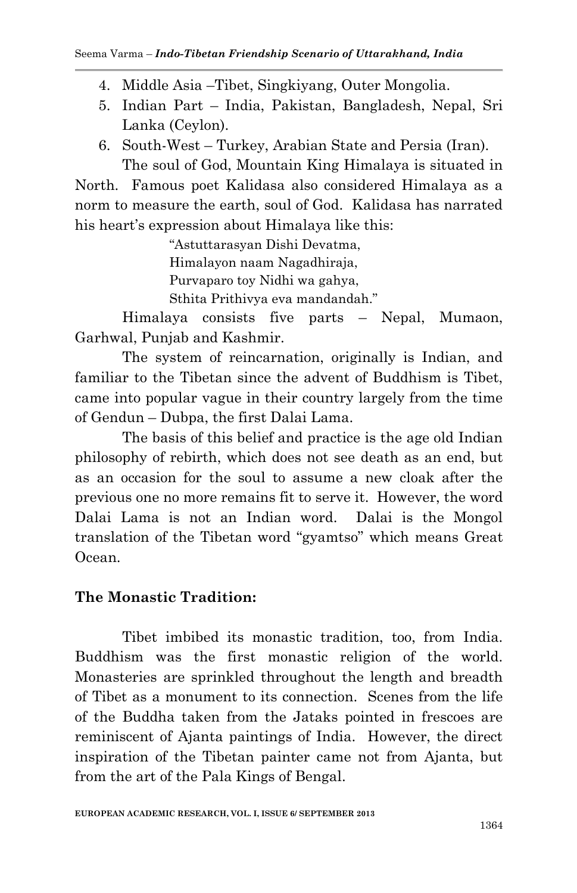4. Middle Asia –Tibet, Singkiyang, Outer Mongolia.
5. Indian Part – India, Pakistan, Bangladesh, Nepal, Sri Lanka (Ceylon).
6. South-West – Turkey, Arabian State and Persia (Iran).

The soul of God, Mountain King Himalaya is situated in North. Famous poet Kalidasa also considered Himalaya as a norm to measure the earth, soul of God. Kalidasa has narrated his heart's expression about Himalaya like this:

> "Astuttarasyan Dishi Devatma,
> Himalayon naam Nagadhiraja,
> Purvaparo toy Nidhi wa gahya,
> Sthita Prithivya eva mandandah."

Himalaya consists five parts – Nepal, Mumaon, Garhwal, Punjab and Kashmir.

The system of reincarnation, originally is Indian, and familiar to the Tibetan since the advent of Buddhism is Tibet, came into popular vague in their country largely from the time of Gendun – Dubpa, the first Dalai Lama.

The basis of this belief and practice is the age old Indian philosophy of rebirth, which does not see death as an end, but as an occasion for the soul to assume a new cloak after the previous one no more remains fit to serve it. However, the word Dalai Lama is not an Indian word. Dalai is the Mongol translation of the Tibetan word "gyamtso" which means Great Ocean.

**The Monastic Tradition:**

Tibet imbibed its monastic tradition, too, from India. Buddhism was the first monastic religion of the world. Monasteries are sprinkled throughout the length and breadth of Tibet as a monument to its connection. Scenes from the life of the Buddha taken from the Jataks pointed in frescoes are reminiscent of Ajanta paintings of India. However, the direct inspiration of the Tibetan painter came not from Ajanta, but from the art of the Pala Kings of Bengal.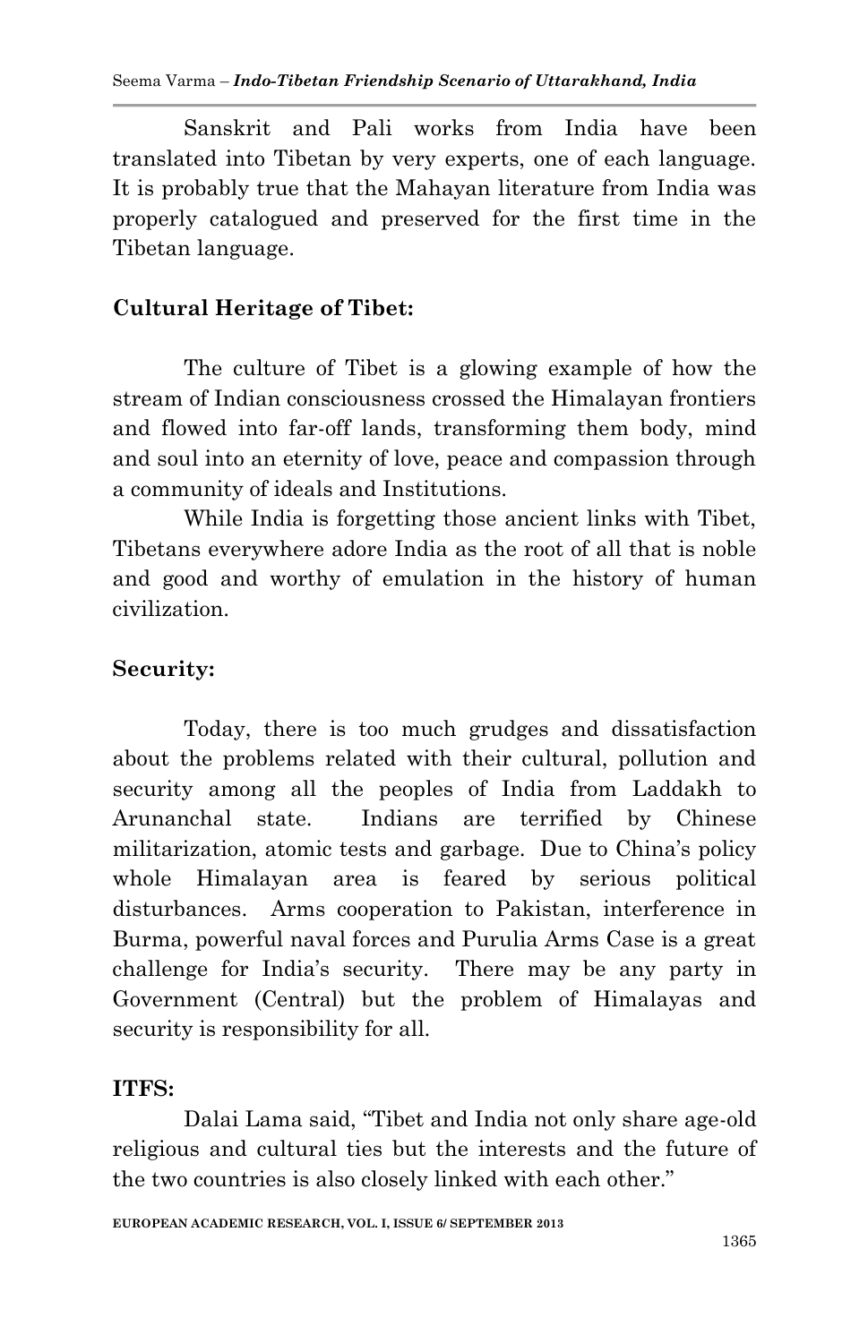Sanskrit and Pali works from India have been translated into Tibetan by very experts, one of each language. It is probably true that the Mahayan literature from India was properly catalogued and preserved for the first time in the Tibetan language.

## Cultural Heritage of Tibet:

The culture of Tibet is a glowing example of how the stream of Indian consciousness crossed the Himalayan frontiers and flowed into far-off lands, transforming them body, mind and soul into an eternity of love, peace and compassion through a community of ideals and Institutions.

While India is forgetting those ancient links with Tibet, Tibetans everywhere adore India as the root of all that is noble and good and worthy of emulation in the history of human civilization.

## Security:

Today, there is too much grudges and dissatisfaction about the problems related with their cultural, pollution and security among all the peoples of India from Laddakh to Arunanchal state. Indians are terrified by Chinese militarization, atomic tests and garbage. Due to China's policy whole Himalayan area is feared by serious political disturbances. Arms cooperation to Pakistan, interference in Burma, powerful naval forces and Purulia Arms Case is a great challenge for India's security. There may be any party in Government (Central) but the problem of Himalayas and security is responsibility for all.

## ITFS:

Dalai Lama said, "Tibet and India not only share age-old religious and cultural ties but the interests and the future of the two countries is also closely linked with each other."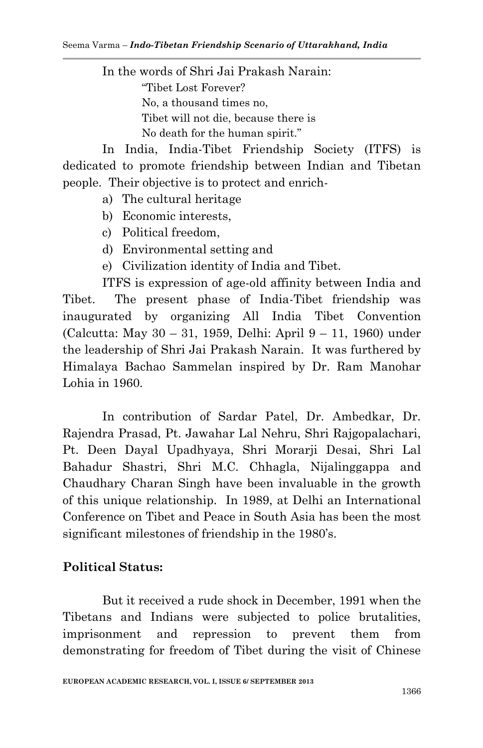In the words of Shri Jai Prakash Narain:

> "Tibet Lost Forever?
> No, a thousand times no,
> Tibet will not die, because there is
> No death for the human spirit."

In India, India-Tibet Friendship Society (ITFS) is dedicated to promote friendship between Indian and Tibetan people. Their objective is to protect and enrich-

a) The cultural heritage
b) Economic interests,
c) Political freedom,
d) Environmental setting and
e) Civilization identity of India and Tibet.

ITFS is expression of age-old affinity between India and Tibet. The present phase of India-Tibet friendship was inaugurated by organizing All India Tibet Convention (Calcutta: May 30 – 31, 1959, Delhi: April 9 – 11, 1960) under the leadership of Shri Jai Prakash Narain. It was furthered by Himalaya Bachao Sammelan inspired by Dr. Ram Manohar Lohia in 1960.

In contribution of Sardar Patel, Dr. Ambedkar, Dr. Rajendra Prasad, Pt. Jawahar Lal Nehru, Shri Rajgopalachari, Pt. Deen Dayal Upadhyaya, Shri Morarji Desai, Shri Lal Bahadur Shastri, Shri M.C. Chhagla, Nijalinggappa and Chaudhary Charan Singh have been invaluable in the growth of this unique relationship. In 1989, at Delhi an International Conference on Tibet and Peace in South Asia has been the most significant milestones of friendship in the 1980's.

**Political Status:**

But it received a rude shock in December, 1991 when the Tibetans and Indians were subjected to police brutalities, imprisonment and repression to prevent them from demonstrating for freedom of Tibet during the visit of Chinese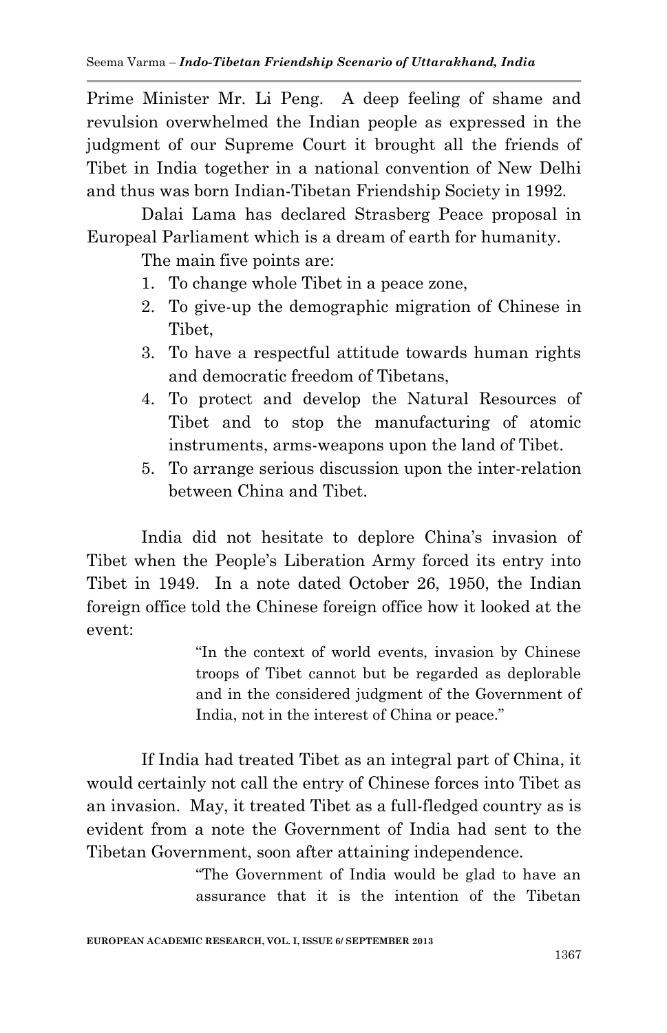Prime Minister Mr. Li Peng. A deep feeling of shame and revulsion overwhelmed the Indian people as expressed in the judgment of our Supreme Court it brought all the friends of Tibet in India together in a national convention of New Delhi and thus was born Indian-Tibetan Friendship Society in 1992.

Dalai Lama has declared Strasberg Peace proposal in Europeal Parliament which is a dream of earth for humanity.

The main five points are:

1. To change whole Tibet in a peace zone,
2. To give-up the demographic migration of Chinese in Tibet,
3. To have a respectful attitude towards human rights and democratic freedom of Tibetans,
4. To protect and develop the Natural Resources of Tibet and to stop the manufacturing of atomic instruments, arms-weapons upon the land of Tibet.
5. To arrange serious discussion upon the inter-relation between China and Tibet.

India did not hesitate to deplore China's invasion of Tibet when the People's Liberation Army forced its entry into Tibet in 1949. In a note dated October 26, 1950, the Indian foreign office told the Chinese foreign office how it looked at the event:

> "In the context of world events, invasion by Chinese troops of Tibet cannot but be regarded as deplorable and in the considered judgment of the Government of India, not in the interest of China or peace."

If India had treated Tibet as an integral part of China, it would certainly not call the entry of Chinese forces into Tibet as an invasion. May, it treated Tibet as a full-fledged country as is evident from a note the Government of India had sent to the Tibetan Government, soon after attaining independence.

> "The Government of India would be glad to have an assurance that it is the intention of the Tibetan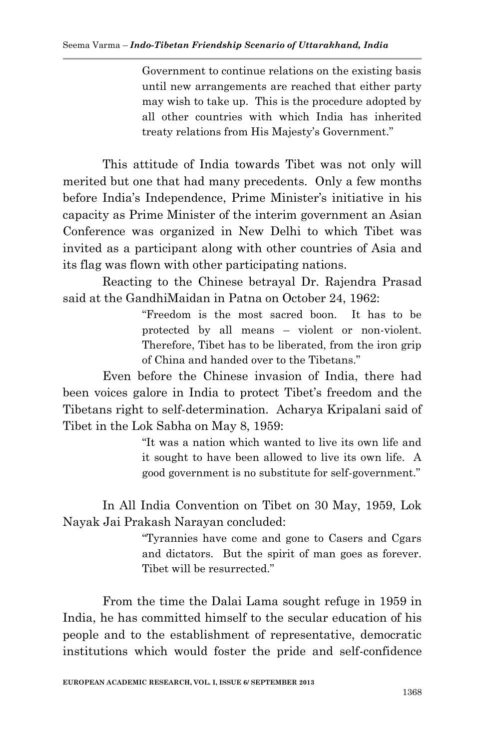> Government to continue relations on the existing basis until new arrangements are reached that either party may wish to take up. This is the procedure adopted by all other countries with which India has inherited treaty relations from His Majesty's Government."

This attitude of India towards Tibet was not only will merited but one that had many precedents. Only a few months before India's Independence, Prime Minister's initiative in his capacity as Prime Minister of the interim government an Asian Conference was organized in New Delhi to which Tibet was invited as a participant along with other countries of Asia and its flag was flown with other participating nations.

Reacting to the Chinese betrayal Dr. Rajendra Prasad said at the GandhiMaidan in Patna on October 24, 1962:

> "Freedom is the most sacred boon. It has to be protected by all means – violent or non-violent. Therefore, Tibet has to be liberated, from the iron grip of China and handed over to the Tibetans."

Even before the Chinese invasion of India, there had been voices galore in India to protect Tibet's freedom and the Tibetans right to self-determination. Acharya Kripalani said of Tibet in the Lok Sabha on May 8, 1959:

> "It was a nation which wanted to live its own life and it sought to have been allowed to live its own life. A good government is no substitute for self-government."

In All India Convention on Tibet on 30 May, 1959, Lok Nayak Jai Prakash Narayan concluded:

> "Tyrannies have come and gone to Casers and Cgars and dictators. But the spirit of man goes as forever. Tibet will be resurrected."

From the time the Dalai Lama sought refuge in 1959 in India, he has committed himself to the secular education of his people and to the establishment of representative, democratic institutions which would foster the pride and self-confidence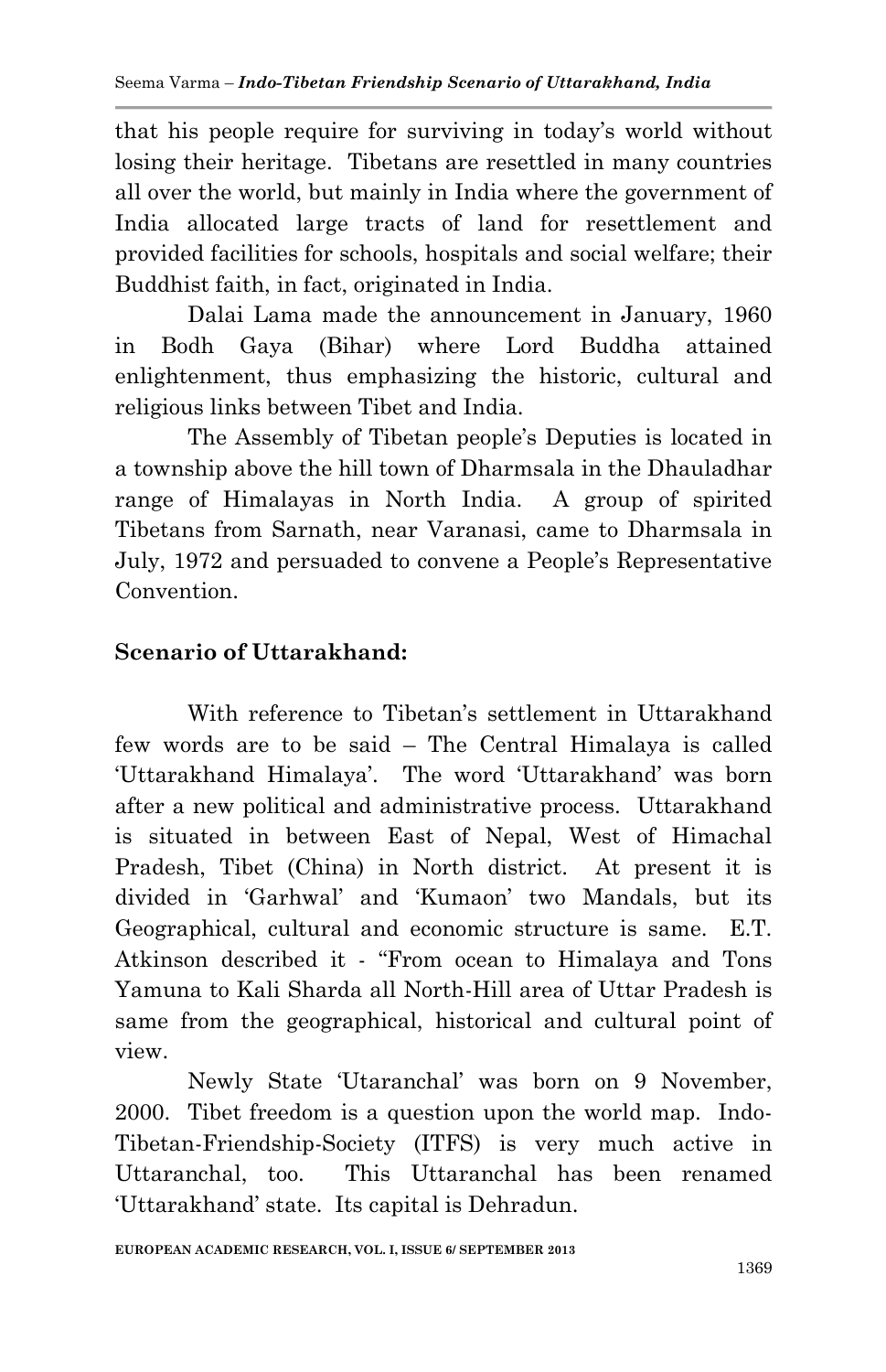that his people require for surviving in today's world without losing their heritage. Tibetans are resettled in many countries all over the world, but mainly in India where the government of India allocated large tracts of land for resettlement and provided facilities for schools, hospitals and social welfare; their Buddhist faith, in fact, originated in India.

Dalai Lama made the announcement in January, 1960 in Bodh Gaya (Bihar) where Lord Buddha attained enlightenment, thus emphasizing the historic, cultural and religious links between Tibet and India.

The Assembly of Tibetan people's Deputies is located in a township above the hill town of Dharmsala in the Dhauladhar range of Himalayas in North India. A group of spirited Tibetans from Sarnath, near Varanasi, came to Dharmsala in July, 1972 and persuaded to convene a People's Representative Convention.

## Scenario of Uttarakhand:

With reference to Tibetan's settlement in Uttarakhand few words are to be said – The Central Himalaya is called 'Uttarakhand Himalaya'. The word 'Uttarakhand' was born after a new political and administrative process. Uttarakhand is situated in between East of Nepal, West of Himachal Pradesh, Tibet (China) in North district. At present it is divided in 'Garhwal' and 'Kumaon' two Mandals, but its Geographical, cultural and economic structure is same. E.T. Atkinson described it - "From ocean to Himalaya and Tons Yamuna to Kali Sharda all North-Hill area of Uttar Pradesh is same from the geographical, historical and cultural point of view.

Newly State 'Utaranchal' was born on 9 November, 2000. Tibet freedom is a question upon the world map. Indo-Tibetan-Friendship-Society (ITFS) is very much active in Uttaranchal, too. This Uttaranchal has been renamed 'Uttarakhand' state. Its capital is Dehradun.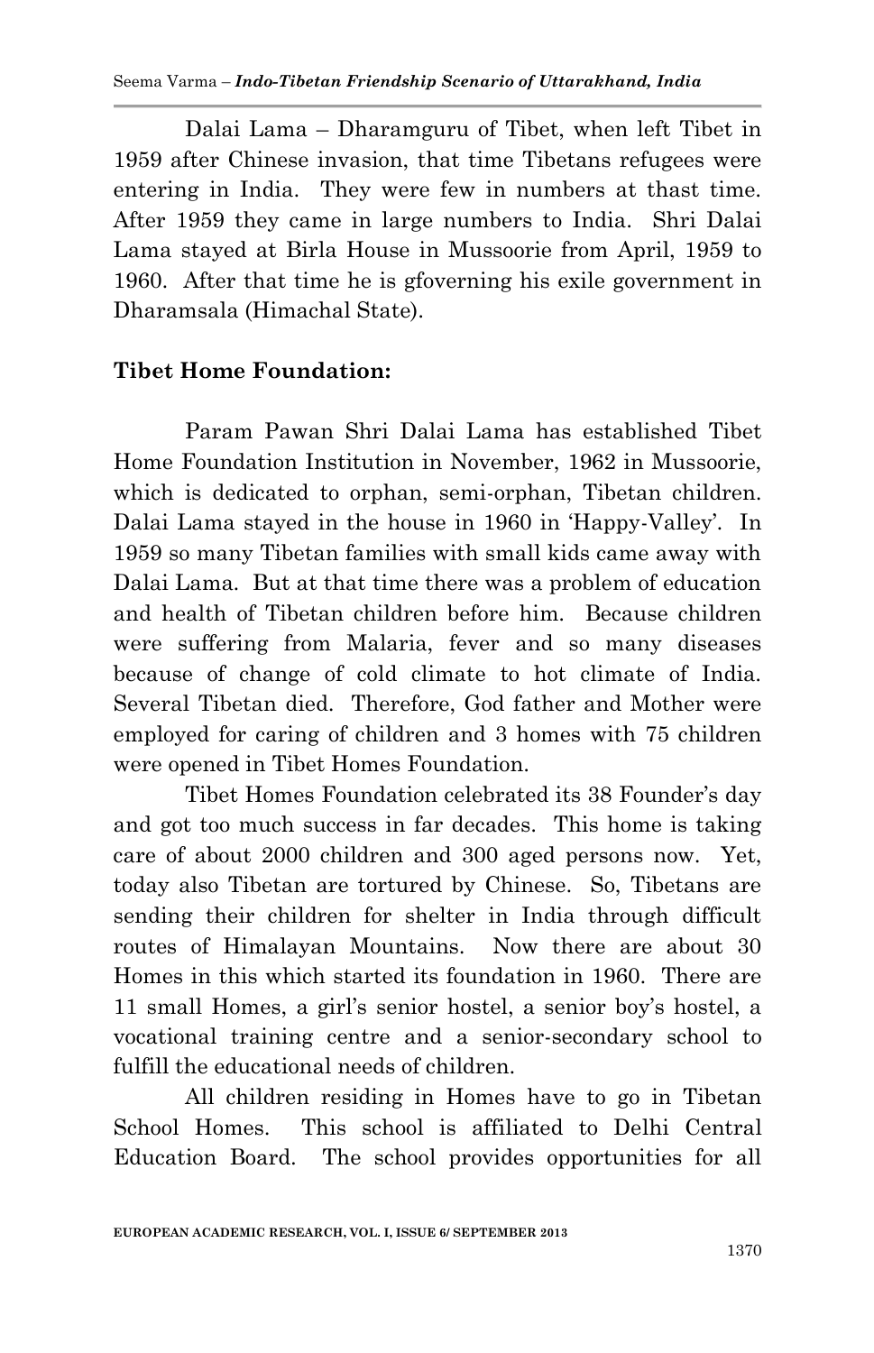Dalai Lama – Dharamguru of Tibet, when left Tibet in 1959 after Chinese invasion, that time Tibetans refugees were entering in India. They were few in numbers at thast time. After 1959 they came in large numbers to India. Shri Dalai Lama stayed at Birla House in Mussoorie from April, 1959 to 1960. After that time he is gfoverning his exile government in Dharamsala (Himachal State).

**Tibet Home Foundation:**

Param Pawan Shri Dalai Lama has established Tibet Home Foundation Institution in November, 1962 in Mussoorie, which is dedicated to orphan, semi-orphan, Tibetan children. Dalai Lama stayed in the house in 1960 in 'Happy-Valley'. In 1959 so many Tibetan families with small kids came away with Dalai Lama. But at that time there was a problem of education and health of Tibetan children before him. Because children were suffering from Malaria, fever and so many diseases because of change of cold climate to hot climate of India. Several Tibetan died. Therefore, God father and Mother were employed for caring of children and 3 homes with 75 children were opened in Tibet Homes Foundation.

Tibet Homes Foundation celebrated its 38 Founder's day and got too much success in far decades. This home is taking care of about 2000 children and 300 aged persons now. Yet, today also Tibetan are tortured by Chinese. So, Tibetans are sending their children for shelter in India through difficult routes of Himalayan Mountains. Now there are about 30 Homes in this which started its foundation in 1960. There are 11 small Homes, a girl's senior hostel, a senior boy's hostel, a vocational training centre and a senior-secondary school to fulfill the educational needs of children.

All children residing in Homes have to go in Tibetan School Homes. This school is affiliated to Delhi Central Education Board. The school provides opportunities for all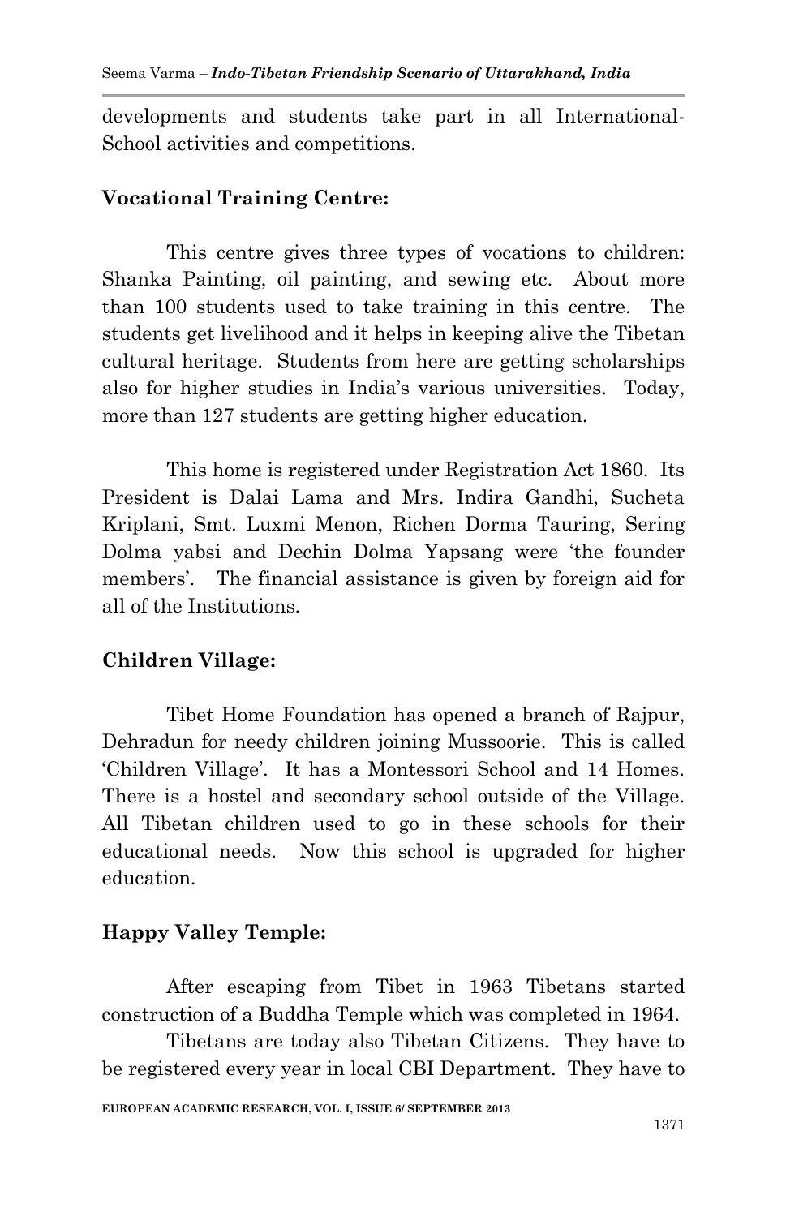developments and students take part in all International-School activities and competitions.

**Vocational Training Centre:**

This centre gives three types of vocations to children: Shanka Painting, oil painting, and sewing etc. About more than 100 students used to take training in this centre. The students get livelihood and it helps in keeping alive the Tibetan cultural heritage. Students from here are getting scholarships also for higher studies in India's various universities. Today, more than 127 students are getting higher education.

This home is registered under Registration Act 1860. Its President is Dalai Lama and Mrs. Indira Gandhi, Sucheta Kriplani, Smt. Luxmi Menon, Richen Dorma Tauring, Sering Dolma yabsi and Dechin Dolma Yapsang were 'the founder members'. The financial assistance is given by foreign aid for all of the Institutions.

**Children Village:**

Tibet Home Foundation has opened a branch of Rajpur, Dehradun for needy children joining Mussoorie. This is called 'Children Village'. It has a Montessori School and 14 Homes. There is a hostel and secondary school outside of the Village. All Tibetan children used to go in these schools for their educational needs. Now this school is upgraded for higher education.

**Happy Valley Temple:**

After escaping from Tibet in 1963 Tibetans started construction of a Buddha Temple which was completed in 1964.

Tibetans are today also Tibetan Citizens. They have to be registered every year in local CBI Department. They have to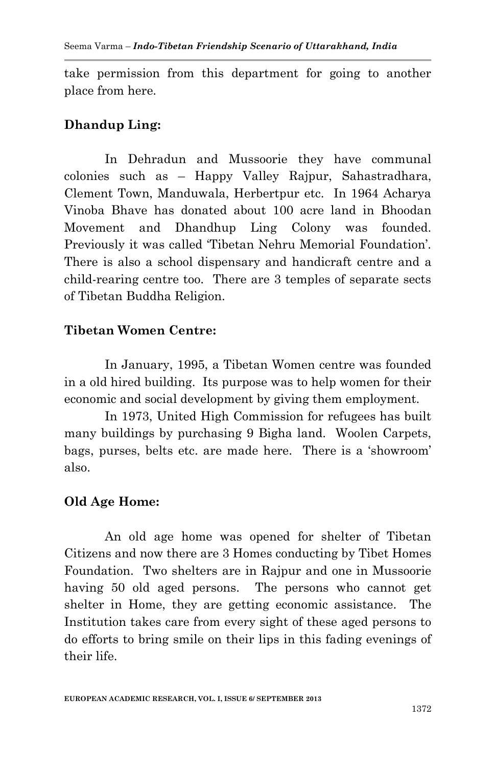take permission from this department for going to another place from here.

**Dhandup Ling:**

In Dehradun and Mussoorie they have communal colonies such as – Happy Valley Rajpur, Sahastradhara, Clement Town, Manduwala, Herbertpur etc. In 1964 Acharya Vinoba Bhave has donated about 100 acre land in Bhoodan Movement and Dhandhup Ling Colony was founded. Previously it was called 'Tibetan Nehru Memorial Foundation'. There is also a school dispensary and handicraft centre and a child-rearing centre too. There are 3 temples of separate sects of Tibetan Buddha Religion.

**Tibetan Women Centre:**

In January, 1995, a Tibetan Women centre was founded in a old hired building. Its purpose was to help women for their economic and social development by giving them employment.

In 1973, United High Commission for refugees has built many buildings by purchasing 9 Bigha land. Woolen Carpets, bags, purses, belts etc. are made here. There is a 'showroom' also.

**Old Age Home:**

An old age home was opened for shelter of Tibetan Citizens and now there are 3 Homes conducting by Tibet Homes Foundation. Two shelters are in Rajpur and one in Mussoorie having 50 old aged persons. The persons who cannot get shelter in Home, they are getting economic assistance. The Institution takes care from every sight of these aged persons to do efforts to bring smile on their lips in this fading evenings of their life.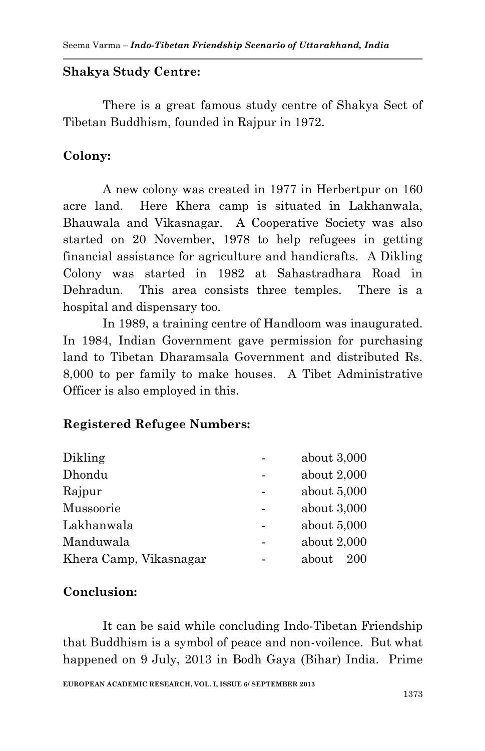**Shakya Study Centre:**

There is a great famous study centre of Shakya Sect of Tibetan Buddhism, founded in Rajpur in 1972.

**Colony:**

A new colony was created in 1977 in Herbertpur on 160 acre land. Here Khera camp is situated in Lakhanwala, Bhauwala and Vikasnagar. A Cooperative Society was also started on 20 November, 1978 to help refugees in getting financial assistance for agriculture and handicrafts. A Dikling Colony was started in 1982 at Sahastradhara Road in Dehradun. This area consists three temples. There is a hospital and dispensary too.

In 1989, a training centre of Handloom was inaugurated. In 1984, Indian Government gave permission for purchasing land to Tibetan Dharamsala Government and distributed Rs. 8,000 to per family to make houses. A Tibet Administrative Officer is also employed in this.

**Registered Refugee Numbers:**

| | | |
|---|---|---|
| Dikling | - | about 3,000 |
| Dhondu | - | about 2,000 |
| Rajpur | - | about 5,000 |
| Mussoorie | - | about 3,000 |
| Lakhanwala | - | about 5,000 |
| Manduwala | - | about 2,000 |
| Khera Camp, Vikasnagar | - | about 200 |

**Conclusion:**

It can be said while concluding Indo-Tibetan Friendship that Buddhism is a symbol of peace and non-voilence. But what happened on 9 July, 2013 in Bodh Gaya (Bihar) India. Prime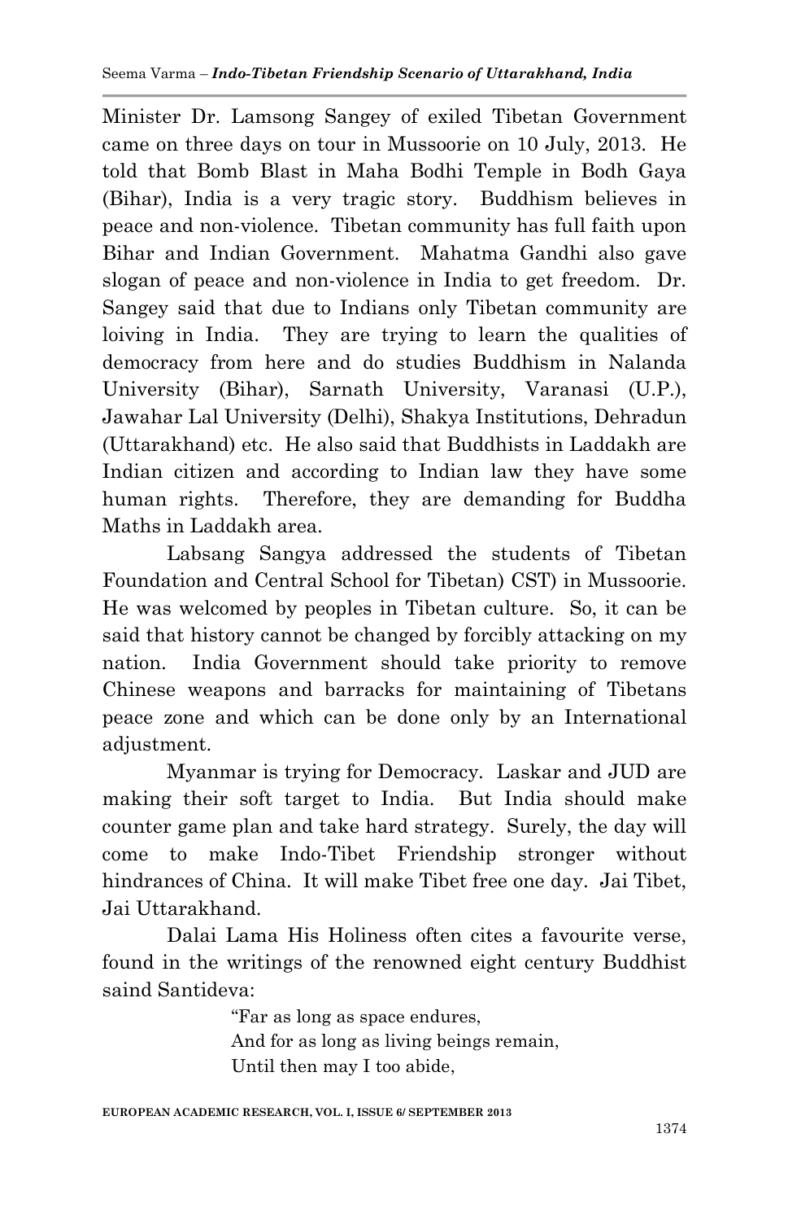Minister Dr. Lamsong Sangey of exiled Tibetan Government came on three days on tour in Mussoorie on 10 July, 2013. He told that Bomb Blast in Maha Bodhi Temple in Bodh Gaya (Bihar), India is a very tragic story. Buddhism believes in peace and non-violence. Tibetan community has full faith upon Bihar and Indian Government. Mahatma Gandhi also gave slogan of peace and non-violence in India to get freedom. Dr. Sangey said that due to Indians only Tibetan community are loiving in India. They are trying to learn the qualities of democracy from here and do studies Buddhism in Nalanda University (Bihar), Sarnath University, Varanasi (U.P.), Jawahar Lal University (Delhi), Shakya Institutions, Dehradun (Uttarakhand) etc. He also said that Buddhists in Laddakh are Indian citizen and according to Indian law they have some human rights. Therefore, they are demanding for Buddha Maths in Laddakh area.

Labsang Sangya addressed the students of Tibetan Foundation and Central School for Tibetan) CST) in Mussoorie. He was welcomed by peoples in Tibetan culture. So, it can be said that history cannot be changed by forcibly attacking on my nation. India Government should take priority to remove Chinese weapons and barracks for maintaining of Tibetans peace zone and which can be done only by an International adjustment.

Myanmar is trying for Democracy. Laskar and JUD are making their soft target to India. But India should make counter game plan and take hard strategy. Surely, the day will come to make Indo-Tibet Friendship stronger without hindrances of China. It will make Tibet free one day. Jai Tibet, Jai Uttarakhand.

Dalai Lama His Holiness often cites a favourite verse, found in the writings of the renowned eight century Buddhist saind Santideva:

> "Far as long as space endures,
> And for as long as living beings remain,
> Until then may I too abide,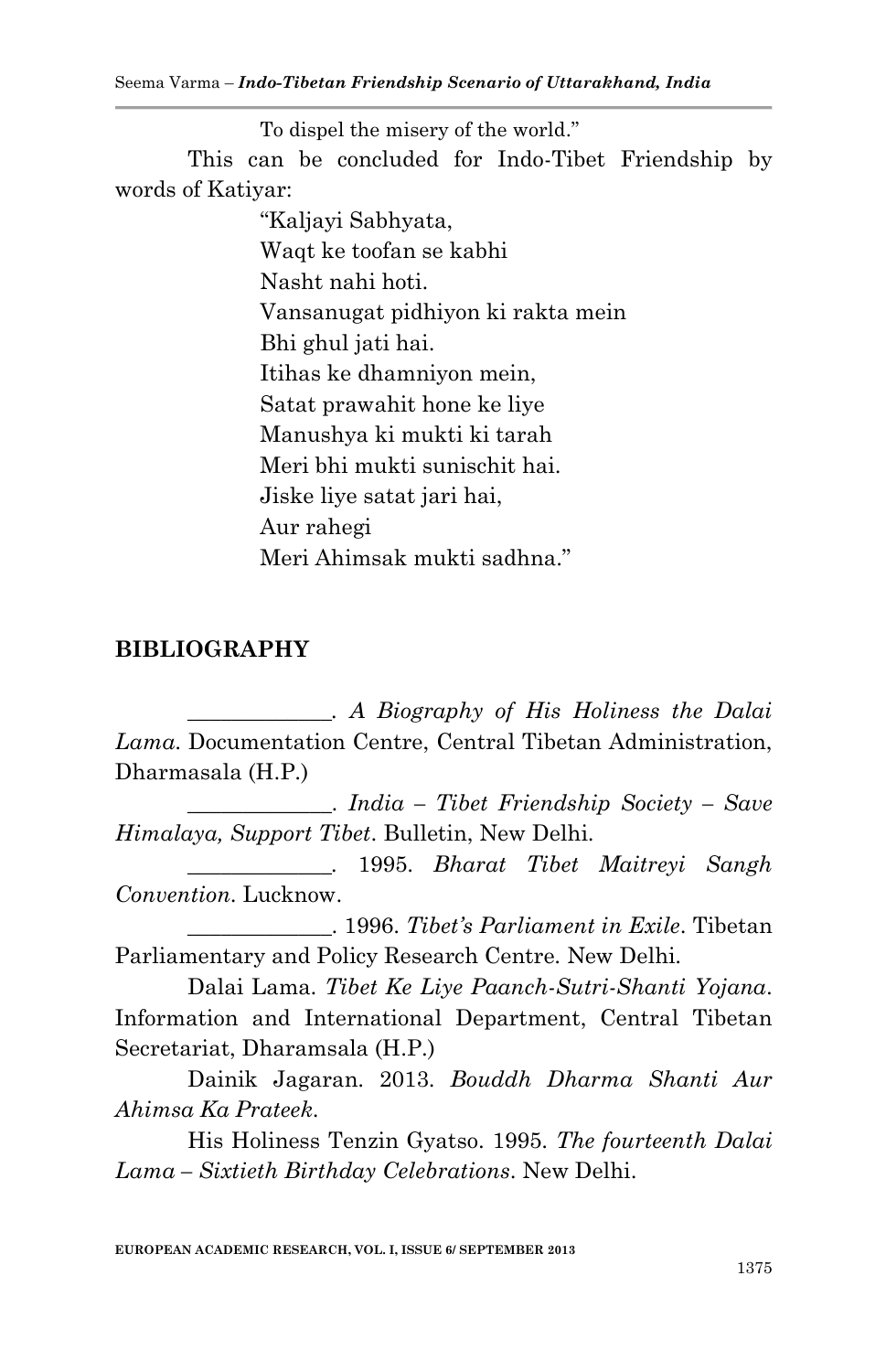To dispel the misery of the world."

This can be concluded for Indo-Tibet Friendship by words of Katiyar:

"Kaljayi Sabhyata,
Waqt ke toofan se kabhi
Nasht nahi hoti.
Vansanugat pidhiyon ki rakta mein
Bhi ghul jati hai.
Itihas ke dhamniyon mein,
Satat prawahit hone ke liye
Manushya ki mukti ki tarah
Meri bhi mukti sunischit hai.
Jiske liye satat jari hai,
Aur rahegi
Meri Ahimsak mukti sadhna."

## BIBLIOGRAPHY

_____________. *A Biography of His Holiness the Dalai Lama*. Documentation Centre, Central Tibetan Administration, Dharmasala (H.P.)

_____________. *India – Tibet Friendship Society – Save Himalaya, Support Tibet*. Bulletin, New Delhi.

_____________. 1995. *Bharat Tibet Maitreyi Sangh Convention*. Lucknow.

_____________. 1996. *Tibet's Parliament in Exile*. Tibetan Parliamentary and Policy Research Centre. New Delhi.

Dalai Lama. *Tibet Ke Liye Paanch-Sutri-Shanti Yojana*. Information and International Department, Central Tibetan Secretariat, Dharamsala (H.P.)

Dainik Jagaran. 2013. *Bouddh Dharma Shanti Aur Ahimsa Ka Prateek*.

His Holiness Tenzin Gyatso. 1995. *The fourteenth Dalai Lama – Sixtieth Birthday Celebrations*. New Delhi.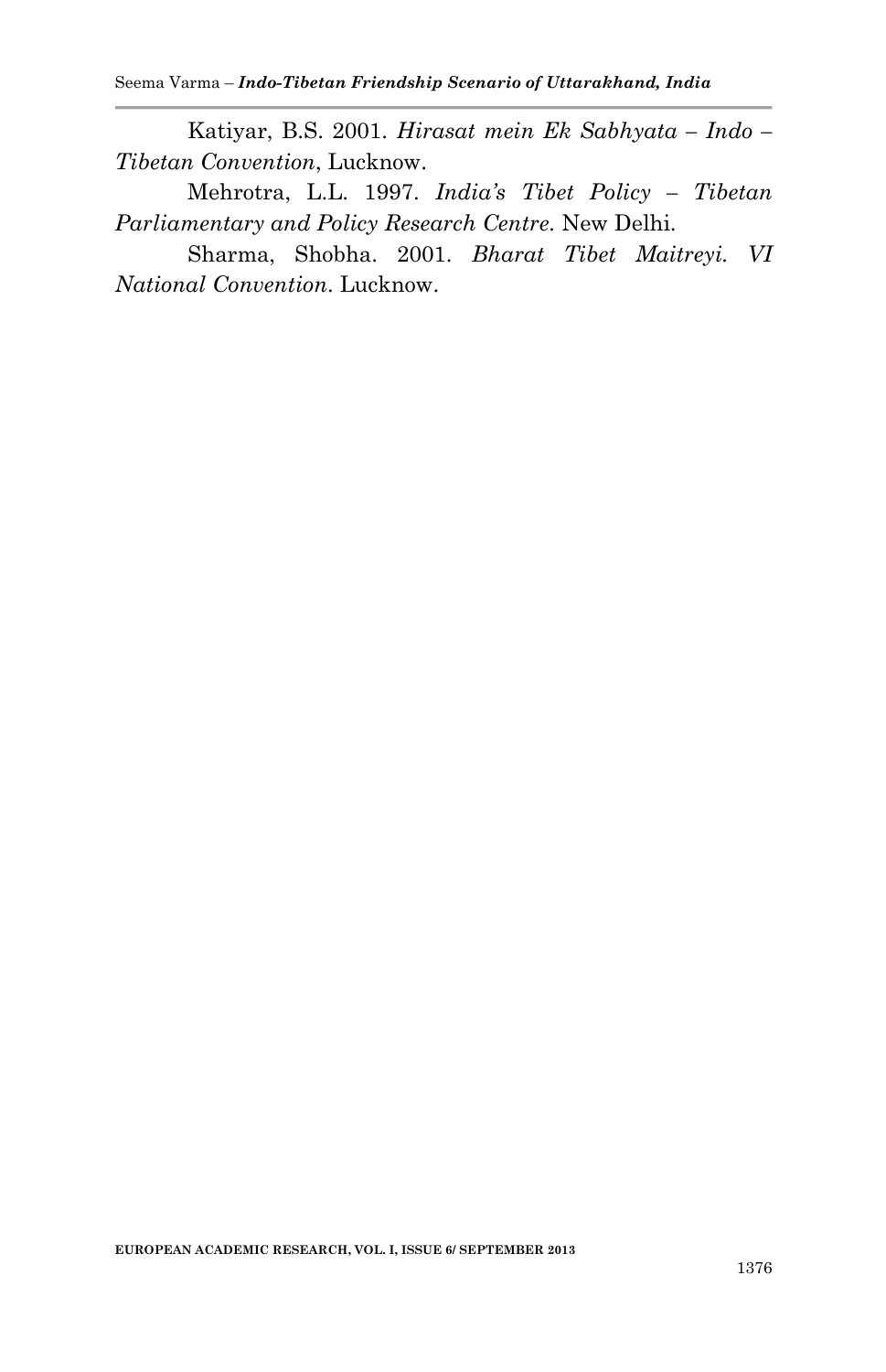Katiyar, B.S. 2001. *Hirasat mein Ek Sabhyata – Indo – Tibetan Convention*, Lucknow.

Mehrotra, L.L. 1997. *India's Tibet Policy – Tibetan Parliamentary and Policy Research Centre*. New Delhi.

Sharma, Shobha. 2001. *Bharat Tibet Maitreyi. VI National Convention*. Lucknow.